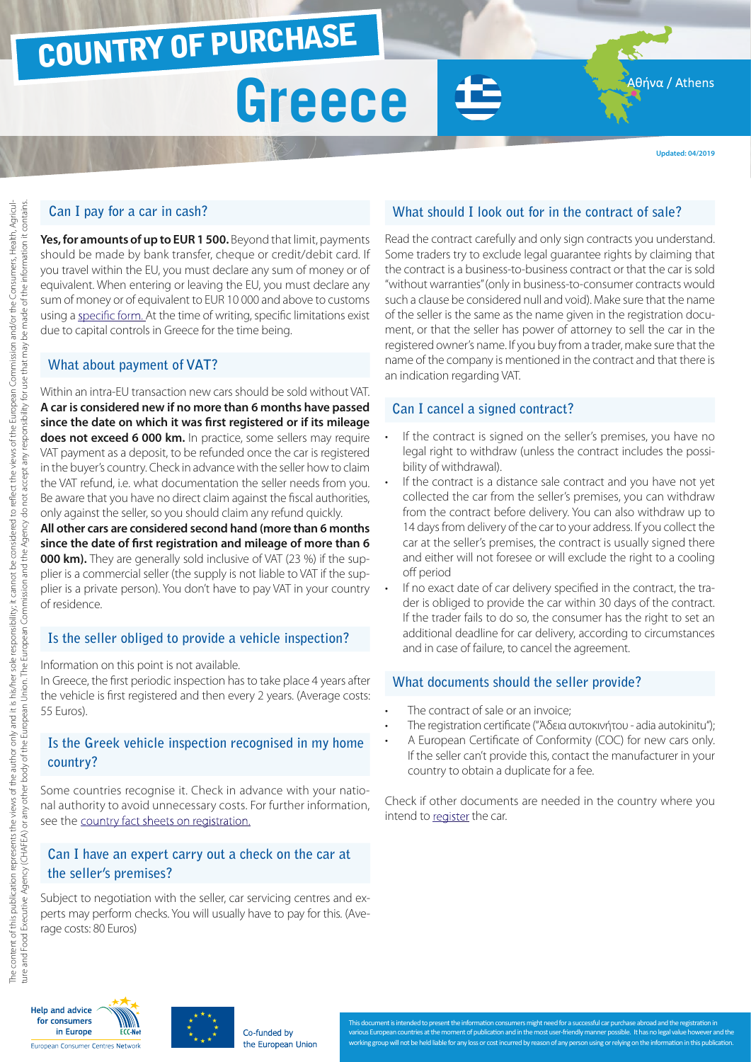# COUNTRY OF PURCHASE

# Greece

Αθήνα / Athens

Updated: 04/2019

The content of this publication represents the views of the author only and it is his/her sole responsibility; it cannot be considered to reflect the views of the European Commission and/or the Consumers, Health, Agriculture and Food Executive Agency (CHAFEA) or any other body of the European Union. The European Commission and the Agency do not accept any responsibility for use that may be made of the information it contains.

## Can I pay for a car in cash?

**Yes, for amounts of up to EUR 1 500.** Beyond that limit, payments should be made by bank transfer, cheque or credit/debit card. If you travel within the EU, you must declare any sum of money or of equivalent. When entering or leaving the EU, you must declare any sum of money or of equivalent to EUR 10 000 and above to customs using a specific form. At the time of writing, specific limitations exist due to capital controls in Greece for the time being.

## What about payment of VAT?

Within an intra-EU transaction new cars should be sold without VAT. **A car is considered new if no more than 6 months have passed since the date on which it was first registered or if its mileage does not exceed 6 000 km.** In practice, some sellers may require VAT payment as a deposit, to be refunded once the car is registered in the buyer's country. Check in advance with the seller how to claim the VAT refund, i.e. what documentation the seller needs from you. Be aware that you have no direct claim against the fiscal authorities, only against the seller, so you should claim any refund quickly.

**All other cars are considered second hand (more than 6 months since the date of first registration and mileage of more than 6 000 km).** They are generally sold inclusive of VAT (23 %) if the supplier is a commercial seller (the supply is not liable to VAT if the supplier is a private person). You don't have to pay VAT in your country of residence.

## Is the seller obliged to provide a vehicle inspection?

Information on this point is not available.

In Greece, the first periodic inspection has to take place 4 years after the vehicle is first registered and then every 2 years. (Average costs: 55 Euros).

## Is the Greek vehicle inspection recognised in my home country?

Some countries recognise it. Check in advance with your national authority to avoid unnecessary costs. For further information, see the country fact sheets on registration.

## Can I have an expert carry out a check on the car at the seller's premises?

Subject to negotiation with the seller, car servicing centres and experts may perform checks. You will usually have to pay for this. (Average costs: 80 Euros)

## What should I look out for in the contract of sale?

Read the contract carefully and only sign contracts you understand. Some traders try to exclude legal guarantee rights by claiming that the contract is a business-to-business contract or that the car is sold "without warranties" (only in business-to-consumer contracts would such a clause be considered null and void). Make sure that the name of the seller is the same as the name given in the registration document, or that the seller has power of attorney to sell the car in the registered owner's name. If you buy from a trader, make sure that the name of the company is mentioned in the contract and that there is an indication regarding VAT.

## Can I cancel a signed contract?

- If the contract is signed on the seller's premises, you have no legal right to withdraw (unless the contract includes the possibility of withdrawal).
- If the contract is a distance sale contract and you have not yet collected the car from the seller's premises, you can withdraw from the contract before delivery. You can also withdraw up to 14 days from delivery of the car to your address. If you collect the car at the seller's premises, the contract is usually signed there and either will not foresee or will exclude the right to a cooling off period
- If no exact date of car delivery specified in the contract, the trader is obliged to provide the car within 30 days of the contract. If the trader fails to do so, the consumer has the right to set an additional deadline for car delivery, according to circumstances and in case of failure, to cancel the agreement.

## What documents should the seller provide?

- The contract of sale or an invoice;
- The registration certificate ("Άδεια αυτοκινήτου - adia autokinitu");
- A European Certificate of Conformity (COC) for new cars only. If the seller can't provide this, contact the manufacturer in your country to obtain a duplicate for a fee.

Check if other documents are needed in the country where you intend to register the car.

Help and advice for consumers in Europe
European Consumer Centres Network

Co-funded by the European Union

This document is intended to present the information consumers might need for a successful car purchase abroad and the registration in various European countries at the moment of publication and in the most user-friendly manner possible. It has no legal value however and the working group will not be held liable for any loss or cost incurred by reason of any person using or relying on the information in this publication.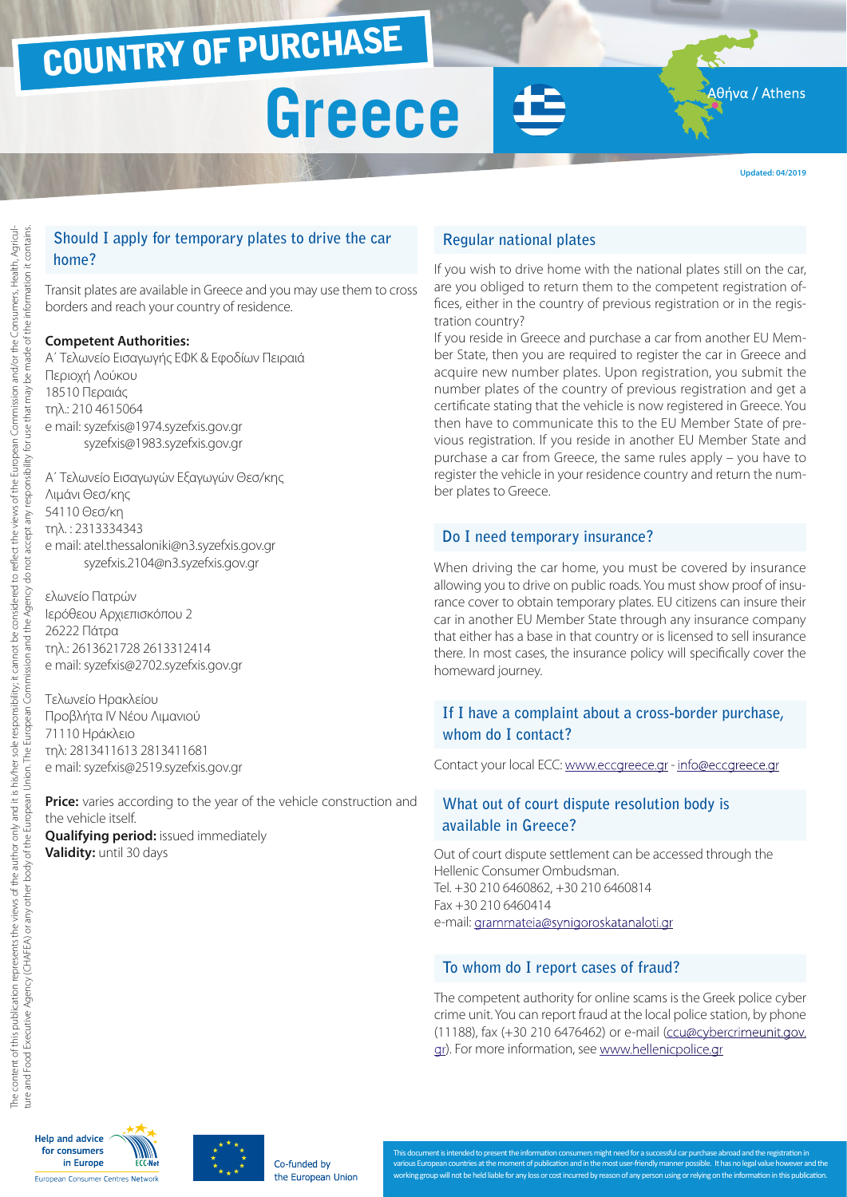# COUNTRY OF PURCHASE

# Greece

Αθήνα / Athens

Updated: 04/2019

The content of this publication represents the views of the author only and it is his/her sole responsibility; it cannot be considered to reflect the views of the European Commission and/or the Consumers, Health, Agriculture and Food Executive Agency (CHAFEA) or any other body of the European Union. The European Commission and the Agency do not accept any responsibility for use that may be made of the information it contains.

## Should I apply for temporary plates to drive the car home?

Transit plates are available in Greece and you may use them to cross borders and reach your country of residence.

**Competent Authorities:**

Α΄ Τελωνείο Εισαγωγής ΕΦΚ & Εφοδίων Πειραιά
Περιοχή Λούκου
18510 Περαιάς
τηλ.: 210 4615064
e mail: syzefxis@1974.syzefxis.gov.gr
syzefxis@1983.syzefxis.gov.gr

Α΄ Τελωνείο Εισαγωγών Εξαγωγών Θεσ/κης
Λιμάνι Θεσ/κης
54110 Θεσ/κη
τηλ. : 2313334343
e mail: atel.thessaloniki@n3.syzefxis.gov.gr
syzefxis.2104@n3.syzefxis.gov.gr

ελωνείο Πατρών
Ιερόθεου Αρχιεπισκόπου 2
26222 Πάτρα
τηλ.: 2613621728 2613312414
e mail: syzefxis@2702.syzefxis.gov.gr

Τελωνείο Ηρακλείου
Προβλήτα IV Νέου Λιμανιού
71110 Ηράκλειο
τηλ: 2813411613 2813411681
e mail: syzefxis@2519.syzefxis.gov.gr

**Price:** varies according to the year of the vehicle construction and the vehicle itself.
**Qualifying period:** issued immediately
**Validity:** until 30 days

## Regular national plates

If you wish to drive home with the national plates still on the car, are you obliged to return them to the competent registration offices, either in the country of previous registration or in the registration country?
If you reside in Greece and purchase a car from another EU Member State, then you are required to register the car in Greece and acquire new number plates. Upon registration, you submit the number plates of the country of previous registration and get a certificate stating that the vehicle is now registered in Greece. You then have to communicate this to the EU Member State of previous registration. If you reside in another EU Member State and purchase a car from Greece, the same rules apply – you have to register the vehicle in your residence country and return the number plates to Greece.

## Do I need temporary insurance?

When driving the car home, you must be covered by insurance allowing you to drive on public roads. You must show proof of insurance cover to obtain temporary plates. EU citizens can insure their car in another EU Member State through any insurance company that either has a base in that country or is licensed to sell insurance there. In most cases, the insurance policy will specifically cover the homeward journey.

## If I have a complaint about a cross-border purchase, whom do I contact?

Contact your local ECC: www.eccgreece.gr - info@eccgreece.gr

## What out of court dispute resolution body is available in Greece?

Out of court dispute settlement can be accessed through the Hellenic Consumer Ombudsman.
Tel. +30 210 6460862, +30 210 6460814
Fax +30 210 6460414
e-mail: grammateia@synigoroskatanaloti.gr

## To whom do I report cases of fraud?

The competent authority for online scams is the Greek police cyber crime unit. You can report fraud at the local police station, by phone (11188), fax (+30 210 6476462) or e-mail (ccu@cybercrimeunit.gov.gr). For more information, see www.hellenicpolice.gr

Help and advice for consumers in Europe
European Consumer Centres Network

Co-funded by the European Union

This document is intended to present the information consumers might need for a successful car purchase abroad and the registration in various European countries at the moment of publication and in the most user-friendly manner possible. It has no legal value however and the working group will not be held liable for any loss or cost incurred by reason of any person using or relying on the information in this publication.